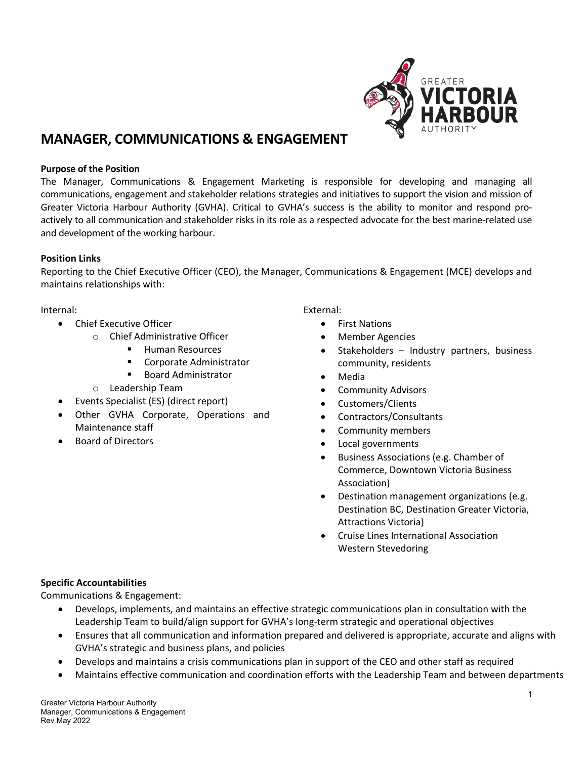# MANAGER, COMMUNICATIONS & ENGAGEMENT

**Purpose of the Position**

The Manager, Communications & Engagement Marketing is responsible for developing and managing all communications, engagement and stakeholder relations strategies and initiatives to support the vision and mission of Greater Victoria Harbour Authority (GVHA). Critical to GVHA's success is the ability to monitor and respond pro-actively to all communication and stakeholder risks in its role as a respected advocate for the best marine-related use and development of the working harbour.

**Position Links**

Reporting to the Chief Executive Officer (CEO), the Manager, Communications & Engagement (MCE) develops and maintains relationships with:

Internal:

- Chief Executive Officer
  - Chief Administrative Officer
    - Human Resources
    - Corporate Administrator
    - Board Administrator
  - Leadership Team
- Events Specialist (ES) (direct report)
- Other GVHA Corporate, Operations and Maintenance staff
- Board of Directors

External:

- First Nations
- Member Agencies
- Stakeholders – Industry partners, business community, residents
- Media
- Community Advisors
- Customers/Clients
- Contractors/Consultants
- Community members
- Local governments
- Business Associations (e.g. Chamber of Commerce, Downtown Victoria Business Association)
- Destination management organizations (e.g. Destination BC, Destination Greater Victoria, Attractions Victoria)
- Cruise Lines International Association Western Stevedoring

**Specific Accountabilities**

Communications & Engagement:

- Develops, implements, and maintains an effective strategic communications plan in consultation with the Leadership Team to build/align support for GVHA's long-term strategic and operational objectives
- Ensures that all communication and information prepared and delivered is appropriate, accurate and aligns with GVHA's strategic and business plans, and policies
- Develops and maintains a crisis communications plan in support of the CEO and other staff as required
- Maintains effective communication and coordination efforts with the Leadership Team and between departments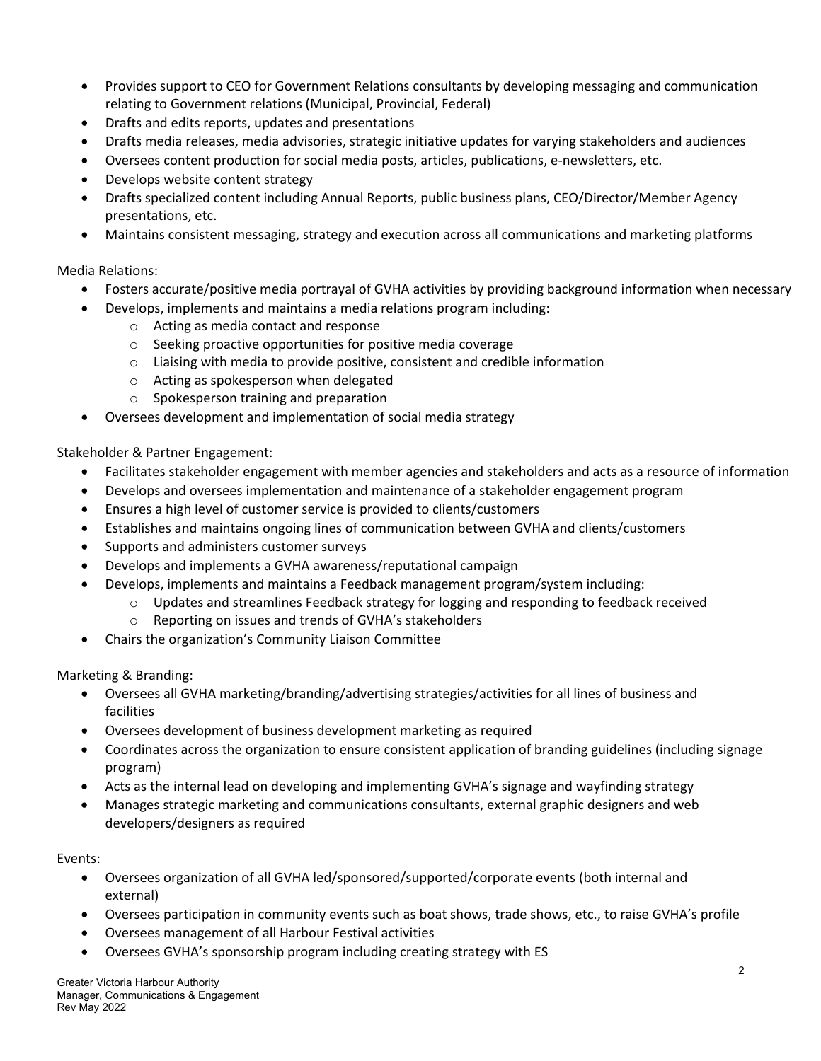- Provides support to CEO for Government Relations consultants by developing messaging and communication relating to Government relations (Municipal, Provincial, Federal)
- Drafts and edits reports, updates and presentations
- Drafts media releases, media advisories, strategic initiative updates for varying stakeholders and audiences
- Oversees content production for social media posts, articles, publications, e-newsletters, etc.
- Develops website content strategy
- Drafts specialized content including Annual Reports, public business plans, CEO/Director/Member Agency presentations, etc.
- Maintains consistent messaging, strategy and execution across all communications and marketing platforms

Media Relations:

- Fosters accurate/positive media portrayal of GVHA activities by providing background information when necessary
- Develops, implements and maintains a media relations program including:
    - Acting as media contact and response
    - Seeking proactive opportunities for positive media coverage
    - Liaising with media to provide positive, consistent and credible information
    - Acting as spokesperson when delegated
    - Spokesperson training and preparation
- Oversees development and implementation of social media strategy

Stakeholder & Partner Engagement:

- Facilitates stakeholder engagement with member agencies and stakeholders and acts as a resource of information
- Develops and oversees implementation and maintenance of a stakeholder engagement program
- Ensures a high level of customer service is provided to clients/customers
- Establishes and maintains ongoing lines of communication between GVHA and clients/customers
- Supports and administers customer surveys
- Develops and implements a GVHA awareness/reputational campaign
- Develops, implements and maintains a Feedback management program/system including:
    - Updates and streamlines Feedback strategy for logging and responding to feedback received
    - Reporting on issues and trends of GVHA's stakeholders
- Chairs the organization's Community Liaison Committee

Marketing & Branding:

- Oversees all GVHA marketing/branding/advertising strategies/activities for all lines of business and facilities
- Oversees development of business development marketing as required
- Coordinates across the organization to ensure consistent application of branding guidelines (including signage program)
- Acts as the internal lead on developing and implementing GVHA's signage and wayfinding strategy
- Manages strategic marketing and communications consultants, external graphic designers and web developers/designers as required

Events:

- Oversees organization of all GVHA led/sponsored/supported/corporate events (both internal and external)
- Oversees participation in community events such as boat shows, trade shows, etc., to raise GVHA's profile
- Oversees management of all Harbour Festival activities
- Oversees GVHA's sponsorship program including creating strategy with ES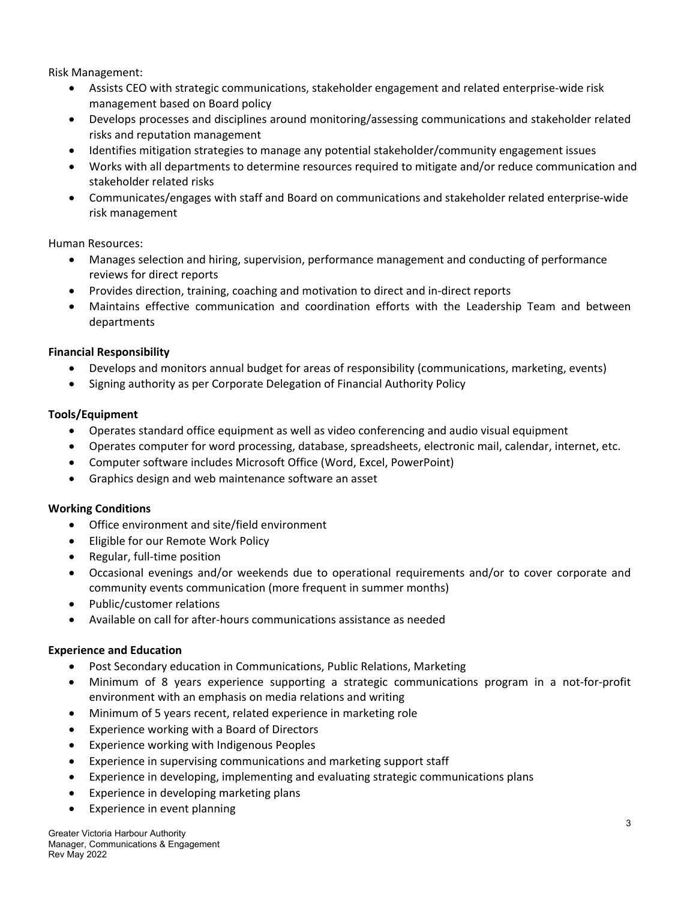Risk Management:

- Assists CEO with strategic communications, stakeholder engagement and related enterprise-wide risk management based on Board policy
- Develops processes and disciplines around monitoring/assessing communications and stakeholder related risks and reputation management
- Identifies mitigation strategies to manage any potential stakeholder/community engagement issues
- Works with all departments to determine resources required to mitigate and/or reduce communication and stakeholder related risks
- Communicates/engages with staff and Board on communications and stakeholder related enterprise-wide risk management

Human Resources:

- Manages selection and hiring, supervision, performance management and conducting of performance reviews for direct reports
- Provides direction, training, coaching and motivation to direct and in-direct reports
- Maintains effective communication and coordination efforts with the Leadership Team and between departments

**Financial Responsibility**

- Develops and monitors annual budget for areas of responsibility (communications, marketing, events)
- Signing authority as per Corporate Delegation of Financial Authority Policy

**Tools/Equipment**

- Operates standard office equipment as well as video conferencing and audio visual equipment
- Operates computer for word processing, database, spreadsheets, electronic mail, calendar, internet, etc.
- Computer software includes Microsoft Office (Word, Excel, PowerPoint)
- Graphics design and web maintenance software an asset

**Working Conditions**

- Office environment and site/field environment
- Eligible for our Remote Work Policy
- Regular, full-time position
- Occasional evenings and/or weekends due to operational requirements and/or to cover corporate and community events communication (more frequent in summer months)
- Public/customer relations
- Available on call for after-hours communications assistance as needed

**Experience and Education**

- Post Secondary education in Communications, Public Relations, Marketing
- Minimum of 8 years experience supporting a strategic communications program in a not-for-profit environment with an emphasis on media relations and writing
- Minimum of 5 years recent, related experience in marketing role
- Experience working with a Board of Directors
- Experience working with Indigenous Peoples
- Experience in supervising communications and marketing support staff
- Experience in developing, implementing and evaluating strategic communications plans
- Experience in developing marketing plans
- Experience in event planning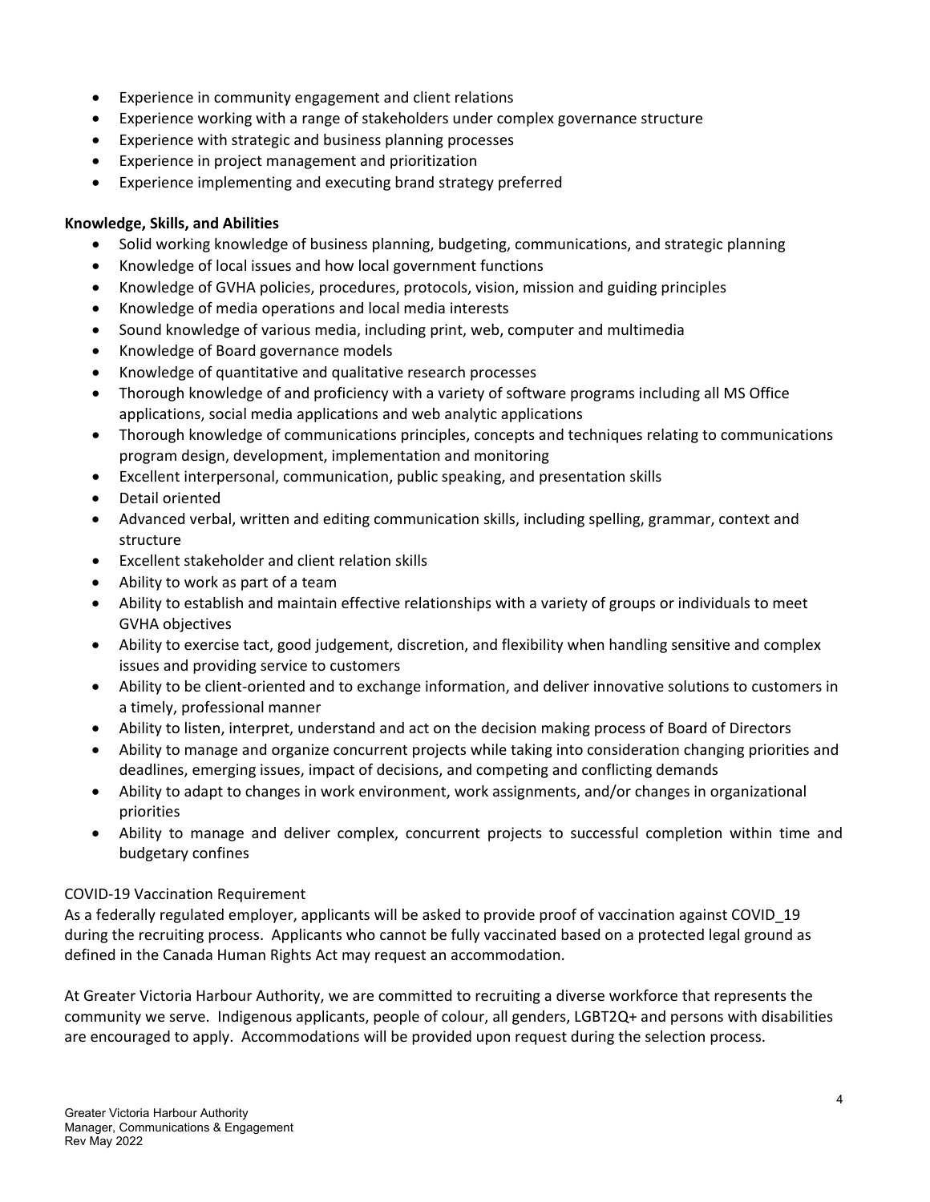- Experience in community engagement and client relations
- Experience working with a range of stakeholders under complex governance structure
- Experience with strategic and business planning processes
- Experience in project management and prioritization
- Experience implementing and executing brand strategy preferred

**Knowledge, Skills, and Abilities**

- Solid working knowledge of business planning, budgeting, communications, and strategic planning
- Knowledge of local issues and how local government functions
- Knowledge of GVHA policies, procedures, protocols, vision, mission and guiding principles
- Knowledge of media operations and local media interests
- Sound knowledge of various media, including print, web, computer and multimedia
- Knowledge of Board governance models
- Knowledge of quantitative and qualitative research processes
- Thorough knowledge of and proficiency with a variety of software programs including all MS Office applications, social media applications and web analytic applications
- Thorough knowledge of communications principles, concepts and techniques relating to communications program design, development, implementation and monitoring
- Excellent interpersonal, communication, public speaking, and presentation skills
- Detail oriented
- Advanced verbal, written and editing communication skills, including spelling, grammar, context and structure
- Excellent stakeholder and client relation skills
- Ability to work as part of a team
- Ability to establish and maintain effective relationships with a variety of groups or individuals to meet GVHA objectives
- Ability to exercise tact, good judgement, discretion, and flexibility when handling sensitive and complex issues and providing service to customers
- Ability to be client-oriented and to exchange information, and deliver innovative solutions to customers in a timely, professional manner
- Ability to listen, interpret, understand and act on the decision making process of Board of Directors
- Ability to manage and organize concurrent projects while taking into consideration changing priorities and deadlines, emerging issues, impact of decisions, and competing and conflicting demands
- Ability to adapt to changes in work environment, work assignments, and/or changes in organizational priorities
- Ability to manage and deliver complex, concurrent projects to successful completion within time and budgetary confines

COVID-19 Vaccination Requirement

As a federally regulated employer, applicants will be asked to provide proof of vaccination against COVID_19 during the recruiting process. Applicants who cannot be fully vaccinated based on a protected legal ground as defined in the Canada Human Rights Act may request an accommodation.

At Greater Victoria Harbour Authority, we are committed to recruiting a diverse workforce that represents the community we serve. Indigenous applicants, people of colour, all genders, LGBT2Q+ and persons with disabilities are encouraged to apply. Accommodations will be provided upon request during the selection process.